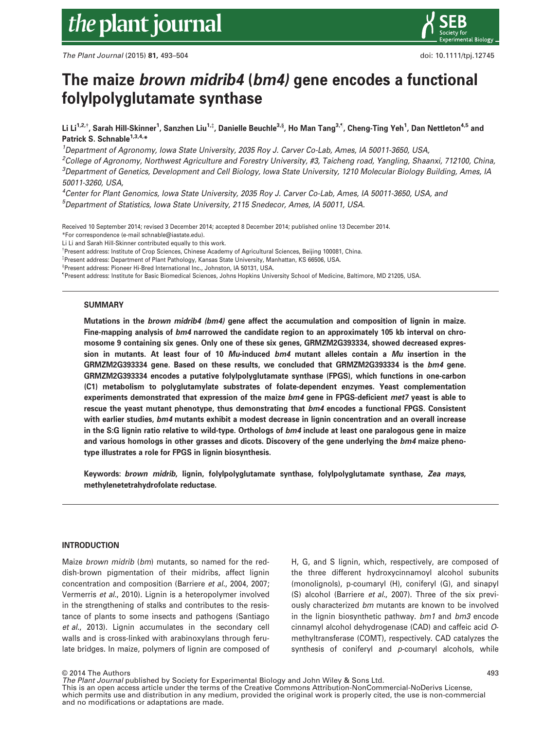# The maize *brown midrib4* (*bm4*) gene encodes a functional folylpolyglutamate synthase

Li Li[1,2,†], Sarah Hill-Skinner[1], Sanzhen Liu[1,‡], Danielle Beuchle[3,§], Ho Man Tang[3,¶], Cheng-Ting Yeh[1], Dan Nettleton[4,5] and Patrick S. Schnable[1,3,4,*]

[1]Department of Agronomy, Iowa State University, 2035 Roy J. Carver Co-Lab, Ames, IA 50011-3650, USA,
[2]College of Agronomy, Northwest Agriculture and Forestry University, #3, Taicheng road, Yangling, Shaanxi, 712100, China,
[3]Department of Genetics, Development and Cell Biology, Iowa State University, 1210 Molecular Biology Building, Ames, IA 50011-3260, USA,
[4]Center for Plant Genomics, Iowa State University, 2035 Roy J. Carver Co-Lab, Ames, IA 50011-3650, USA, and
[5]Department of Statistics, Iowa State University, 2115 Snedecor, Ames, IA 50011, USA.

Received 10 September 2014; revised 3 December 2014; accepted 8 December 2014; published online 13 December 2014.
*For correspondence (e-mail schnable@iastate.edu).
Li Li and Sarah Hill-Skinner contributed equally to this work.
†Present address: Institute of Crop Sciences, Chinese Academy of Agricultural Sciences, Beijing 100081, China.
‡Present address: Department of Plant Pathology, Kansas State University, Manhattan, KS 66506, USA.
§Present address: Pioneer Hi-Bred International Inc., Johnston, IA 50131, USA.
¶Present address: Institute for Basic Biomedical Sciences, Johns Hopkins University School of Medicine, Baltimore, MD 21205, USA.

## SUMMARY

**Mutations in the *brown midrib4 (bm4)* gene affect the accumulation and composition of lignin in maize. Fine-mapping analysis of *bm4* narrowed the candidate region to an approximately 105 kb interval on chromosome 9 containing six genes. Only one of these six genes, GRMZM2G393334, showed decreased expression in mutants. At least four of 10 *Mu*-induced *bm4* mutant alleles contain a *Mu* insertion in the GRMZM2G393334 gene. Based on these results, we concluded that GRMZM2G393334 is the *bm4* gene. GRMZM2G393334 encodes a putative folylpolyglutamate synthase (FPGS), which functions in one-carbon (C1) metabolism to polyglutamylate substrates of folate-dependent enzymes. Yeast complementation experiments demonstrated that expression of the maize *bm4* gene in FPGS-deficient *met7* yeast is able to rescue the yeast mutant phenotype, thus demonstrating that *bm4* encodes a functional FPGS. Consistent with earlier studies, *bm4* mutants exhibit a modest decrease in lignin concentration and an overall increase in the S:G lignin ratio relative to wild-type. Orthologs of *bm4* include at least one paralogous gene in maize and various homologs in other grasses and dicots. Discovery of the gene underlying the *bm4* maize phenotype illustrates a role for FPGS in lignin biosynthesis.**

**Keywords: *brown midrib*, lignin, folylpolyglutamate synthase, folylpolyglutamate synthase, *Zea mays*, methylenetetrahydrofolate reductase.**

## INTRODUCTION

Maize *brown midrib* (*bm*) mutants, so named for the reddish-brown pigmentation of their midribs, affect lignin concentration and composition (Barriere *et al*., 2004, 2007; Vermerris *et al*., 2010). Lignin is a heteropolymer involved in the strengthening of stalks and contributes to the resistance of plants to some insects and pathogens (Santiago *et al*., 2013). Lignin accumulates in the secondary cell walls and is cross-linked with arabinoxylans through ferulate bridges. In maize, polymers of lignin are composed of H, G, and S lignin, which, respectively, are composed of the three different hydroxycinnamoyl alcohol subunits (monolignols), p-coumaryl (H), coniferyl (G), and sinapyl (S) alcohol (Barriere *et al*., 2007). Three of the six previously characterized *bm* mutants are known to be involved in the lignin biosynthetic pathway. *bm1* and *bm3* encode cinnamyl alcohol dehydrogenase (CAD) and caffeic acid *O*-methyltransferase (COMT), respectively. CAD catalyzes the synthesis of coniferyl and *p*-coumaryl alcohols, while

© 2014 The Authors
*The Plant Journal* published by Society for Experimental Biology and John Wiley & Sons Ltd.
This is an open access article under the terms of the Creative Commons Attribution-NonCommercial-NoDerivs License, which permits use and distribution in any medium, provided the original work is properly cited, the use is non-commercial and no modifications or adaptations are made.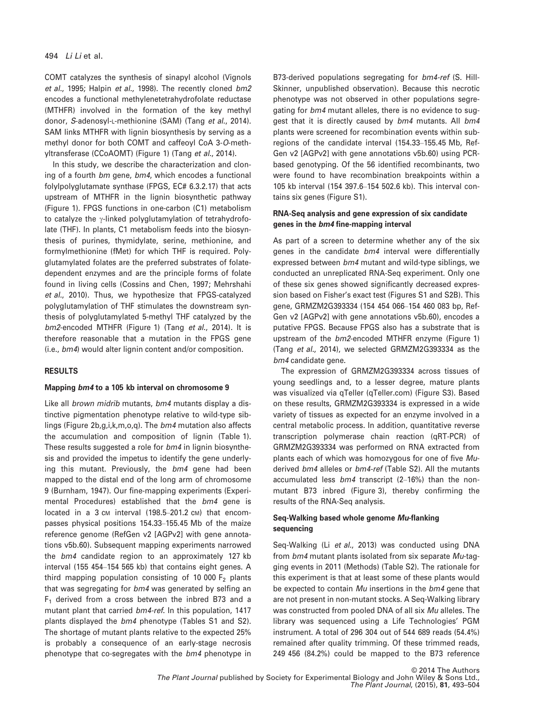COMT catalyzes the synthesis of sinapyl alcohol (Vignols *et al.*, 1995; Halpin *et al.*, 1998). The recently cloned *bm2* encodes a functional methylenetetrahydrofolate reductase (MTHFR) involved in the formation of the key methyl donor, *S*-adenosyl-L-methionine (SAM) (Tang *et al.*, 2014). SAM links MTHFR with lignin biosynthesis by serving as a methyl donor for both COMT and caffeoyl CoA 3-*O*-methyltransferase (CCoAOMT) (Figure 1) (Tang *et al.*, 2014).

In this study, we describe the characterization and cloning of a fourth *bm* gene, *bm4*, which encodes a functional folylpolyglutamate synthase (FPGS, EC# 6.3.2.17) that acts upstream of MTHFR in the lignin biosynthetic pathway (Figure 1). FPGS functions in one-carbon (C1) metabolism to catalyze the γ-linked polyglutamylation of tetrahydrofolate (THF). In plants, C1 metabolism feeds into the biosynthesis of purines, thymidylate, serine, methionine, and formylmethionine (fMet) for which THF is required. Polyglutamylated folates are the preferred substrates of folate-dependent enzymes and are the principle forms of folate found in living cells (Cossins and Chen, 1997; Mehrshahi *et al.*, 2010). Thus, we hypothesize that FPGS-catalyzed polyglutamylation of THF stimulates the downstream synthesis of polyglutamylated 5-methyl THF catalyzed by the *bm2*-encoded MTHFR (Figure 1) (Tang *et al.*, 2014). It is therefore reasonable that a mutation in the FPGS gene (i.e., *bm4*) would alter lignin content and/or composition.

## RESULTS

### Mapping *bm4* to a 105 kb interval on chromosome 9

Like all *brown midrib* mutants, *bm4* mutants display a distinctive pigmentation phenotype relative to wild-type siblings (Figure 2b,g,i,k,m,o,q). The *bm4* mutation also affects the accumulation and composition of lignin (Table 1). These results suggested a role for *bm4* in lignin biosynthesis and provided the impetus to identify the gene underlying this mutant. Previously, the *bm4* gene had been mapped to the distal end of the long arm of chromosome 9 (Burnham, 1947). Our fine-mapping experiments (Experimental Procedures) established that the *bm4* gene is located in a 3 cM interval (198.5–201.2 cM) that encompasses physical positions 154.33–155.45 Mb of the maize reference genome (RefGen v2 [AGPv2] with gene annotations v5b.60). Subsequent mapping experiments narrowed the *bm4* candidate region to an approximately 127 kb interval (155 454–154 565 kb) that contains eight genes. A third mapping population consisting of 10 000 $F_2$ plants that was segregating for *bm4* was generated by selfing an $F_1$ derived from a cross between the inbred B73 and a mutant plant that carried *bm4-ref*. In this population, 1417 plants displayed the *bm4* phenotype (Tables S1 and S2). The shortage of mutant plants relative to the expected 25% is probably a consequence of an early-stage necrosis phenotype that co-segregates with the *bm4* phenotype in B73-derived populations segregating for *bm4-ref* (S. Hill-Skinner, unpublished observation). Because this necrotic phenotype was not observed in other populations segregating for *bm4* mutant alleles, there is no evidence to suggest that it is directly caused by *bm4* mutants. All *bm4* plants were screened for recombination events within subregions of the candidate interval (154.33–155.45 Mb, RefGen v2 [AGPv2] with gene annotations v5b.60) using PCR-based genotyping. Of the 56 identified recombinants, two were found to have recombination breakpoints within a 105 kb interval (154 397.6–154 502.6 kb). This interval contains six genes (Figure S1).

### RNA-Seq analysis and gene expression of six candidate genes in the *bm4* fine-mapping interval

As part of a screen to determine whether any of the six genes in the candidate *bm4* interval were differentially expressed between *bm4* mutant and wild-type siblings, we conducted an unreplicated RNA-Seq experiment. Only one of these six genes showed significantly decreased expression based on Fisher's exact test (Figures S1 and S2B). This gene, GRMZM2G393334 (154 454 066–154 460 083 bp, RefGen v2 [AGPv2] with gene annotations v5b.60), encodes a putative FPGS. Because FPGS also has a substrate that is upstream of the *bm2*-encoded MTHFR enzyme (Figure 1) (Tang *et al.*, 2014), we selected GRMZM2G393334 as the *bm4* candidate gene.

The expression of GRMZM2G393334 across tissues of young seedlings and, to a lesser degree, mature plants was visualized via qTeller (qTeller.com) (Figure S3). Based on these results, GRMZM2G393334 is expressed in a wide variety of tissues as expected for an enzyme involved in a central metabolic process. In addition, quantitative reverse transcription polymerase chain reaction (qRT-PCR) of GRMZM2G393334 was performed on RNA extracted from plants each of which was homozygous for one of five *Mu*-derived *bm4* alleles or *bm4-ref* (Table S2). All the mutants accumulated less *bm4* transcript (2–16%) than the non-mutant B73 inbred (Figure 3), thereby confirming the results of the RNA-Seq analysis.

### Seq-Walking based whole genome *Mu*-flanking sequencing

Seq-Walking (Li *et al.*, 2013) was conducted using DNA from *bm4* mutant plants isolated from six separate *Mu*-tagging events in 2011 (Methods) (Table S2). The rationale for this experiment is that at least some of these plants would be expected to contain *Mu* insertions in the *bm4* gene that are not present in non-mutant stocks. A Seq-Walking library was constructed from pooled DNA of all six *Mu* alleles. The library was sequenced using a Life Technologies' PGM instrument. A total of 296 304 out of 544 689 reads (54.4%) remained after quality trimming. Of these trimmed reads, 249 456 (84.2%) could be mapped to the B73 reference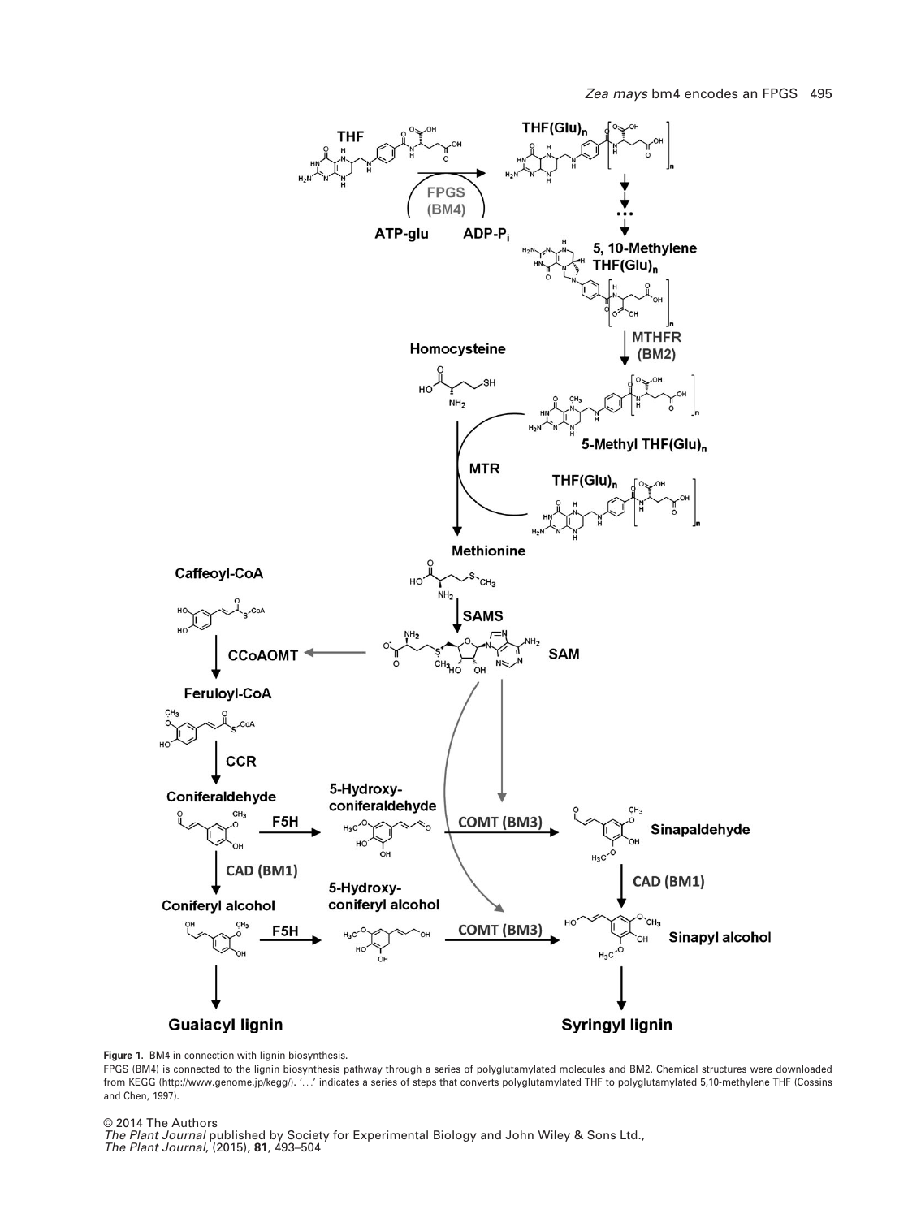**Figure 1.** BM4 in connection with lignin biosynthesis.

FPGS (BM4) is connected to the lignin biosynthesis pathway through a series of polyglutamylated molecules and BM2. Chemical structures were downloaded from KEGG (http://www.genome.jp/kegg/). '…' indicates a series of steps that converts polyglutamylated THF to polyglutamylated 5,10-methylene THF (Cossins and Chen, 1997).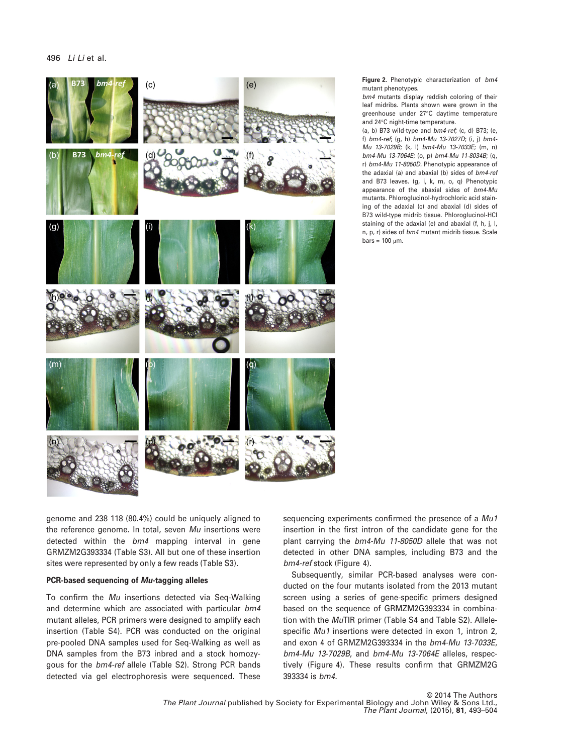**Figure 2.** Phenotypic characterization of *bm4* mutant phenotypes.

*bm4* mutants display reddish coloring of their leaf midribs. Plants shown were grown in the greenhouse under 27°C daytime temperature and 24°C night-time temperature.

(a, b) B73 wild-type and *bm4-ref*; (c, d) B73; (e, f) *bm4-ref*; (g, h) *bm4-Mu 13-7027D*; (i, j) *bm4-Mu 13-7029B*; (k, l) *bm4-Mu 13-7033E*; (m, n) *bm4-Mu 13-7064E*; (o, p) *bm4-Mu 11-8034B*; (q, r) *bm4-Mu 11-8050D*. Phenotypic appearance of the adaxial (a) and abaxial (b) sides of *bm4-ref* and B73 leaves. (g, i, k, m, o, q) Phenotypic appearance of the abaxial sides of *bm4-Mu* mutants. Phloroglucinol-hydrochloric acid staining of the adaxial (c) and abaxial (d) sides of B73 wild-type midrib tissue. Phloroglucinol-HCl staining of the adaxial (e) and abaxial (f, h, j, l, n, p, r) sides of *bm4* mutant midrib tissue. Scale bars = 100 μm.

genome and 238 118 (80.4%) could be uniquely aligned to the reference genome. In total, seven *Mu* insertions were detected within the *bm4* mapping interval in gene GRMZM2G393334 (Table S3). All but one of these insertion sites were represented by only a few reads (Table S3).

### PCR-based sequencing of *Mu*-tagging alleles

To confirm the *Mu* insertions detected via Seq-Walking and determine which are associated with particular *bm4* mutant alleles, PCR primers were designed to amplify each insertion (Table S4). PCR was conducted on the original pre-pooled DNA samples used for Seq-Walking as well as DNA samples from the B73 inbred and a stock homozygous for the *bm4-ref* allele (Table S2). Strong PCR bands detected via gel electrophoresis were sequenced. These sequencing experiments confirmed the presence of a *Mu1* insertion in the first intron of the candidate gene for the plant carrying the *bm4-Mu 11-8050D* allele that was not detected in other DNA samples, including B73 and the *bm4-ref* stock (Figure 4).

Subsequently, similar PCR-based analyses were conducted on the four mutants isolated from the 2013 mutant screen using a series of gene-specific primers designed based on the sequence of GRMZM2G393334 in combination with the *Mu*TIR primer (Table S4 and Table S2). Allele-specific *Mu1* insertions were detected in exon 1, intron 2, and exon 4 of GRMZM2G393334 in the *bm4-Mu 13-7033E*, *bm4-Mu 13-7029B*, and *bm4-Mu 13-7064E* alleles, respectively (Figure 4). These results confirm that GRMZM2G393334 is *bm4*.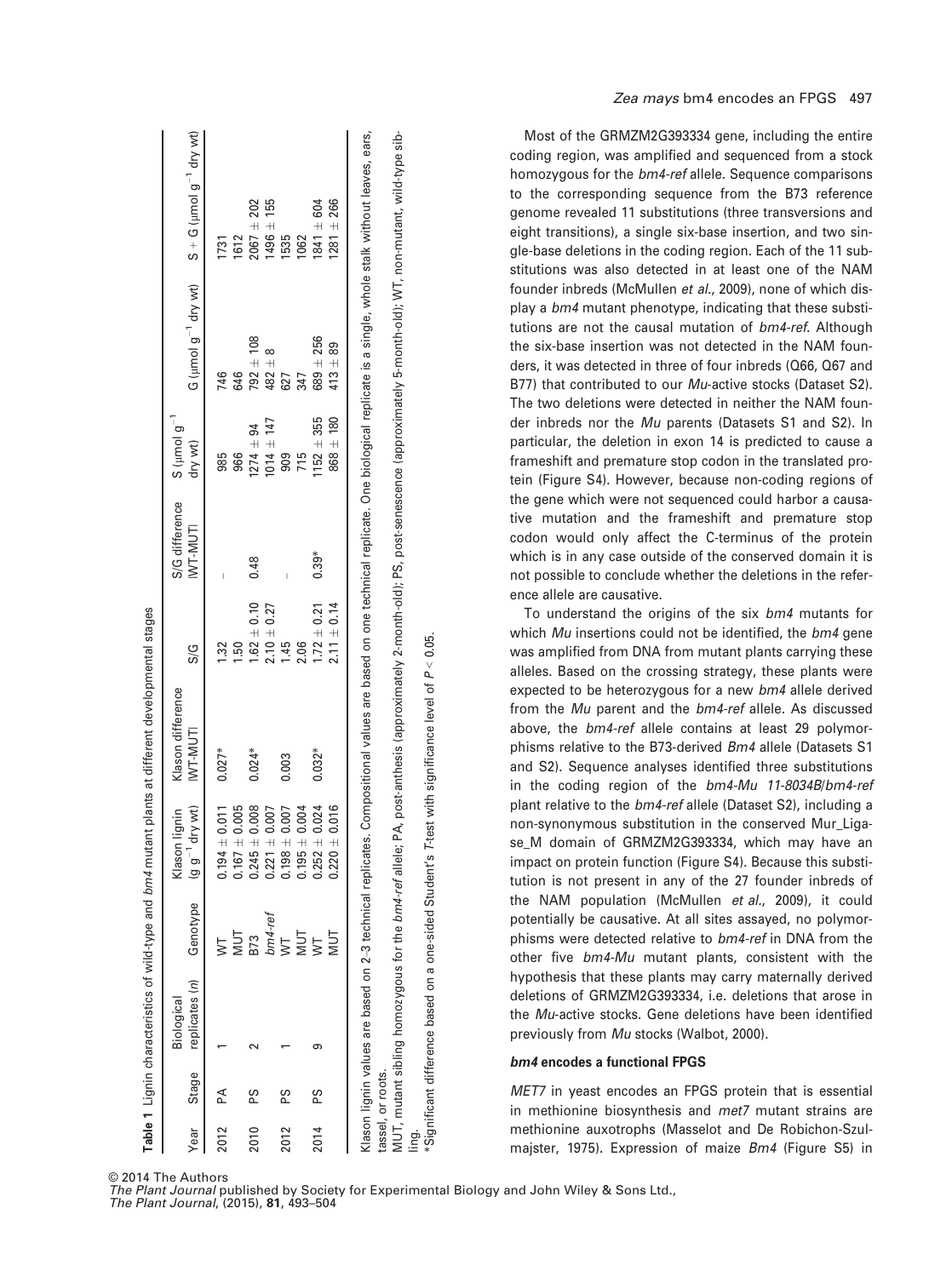**Table 1** Lignin characteristics of wild-type and *bm4* mutant plants at different developmental stages

| Year | Stage | Biological replicates (*n*) | Genotype | Klason lignin (g g$^{-1}$ dry wt) | Klason difference \|WT-MUT\| | S/G | S/G difference \|WT-MUT\| | S (μmol g$^{-1}$ dry wt) | G (μmol g$^{-1}$ dry wt) | S + G (μmol g$^{-1}$ dry wt) |
|---|---|---|---|---|---|---|---|---|---|---|
| 2012 | PA | 1 | WT | 0.194 ± 0.011 | 0.027* | 1.32 | – | 985 | 746 | 1731 |
| | | | MUT | 0.167 ± 0.005 | | 1.50 | | 966 | 646 | 1612 |
| 2010 | PS | 2 | B73 | 0.245 ± 0.008 | 0.024* | 1.62 ± 0.10 | 0.48 | 1274 ± 94 | 792 ± 108 | 2067 ± 202 |
| | | | *bm4-ref* | 0.221 ± 0.007 | | 2.10 ± 0.27 | | 1014 ± 147 | 482 ± 8 | 1496 ± 155 |
| 2012 | PS | 1 | WT | 0.198 ± 0.007 | 0.003 | 1.45 | – | 909 | 627 | 1535 |
| | | | MUT | 0.195 ± 0.004 | | 2.06 | | 715 | 347 | 1062 |
| 2014 | PS | 9 | WT | 0.252 ± 0.024 | 0.032* | 1.72 ± 0.21 | 0.39* | 1152 ± 355 | 689 ± 256 | 1841 ± 604 |
| | | | MUT | 0.220 ± 0.016 | | 2.11 ± 0.14 | | 868 ± 180 | 413 ± 89 | 1281 ± 266 |

Klason lignin values are based on 2–3 technical replicates. Compositional values are based on one technical replicate. One biological replicate is a single, whole stalk without leaves, ears, tassel, or roots.

MUT, mutant sibling homozygous for the *bm4-ref* allele; PA, post-anthesis (approximately 2-month-old); PS, post-senescence (approximately 5-month-old); WT, non-mutant, wild-type sibling.

*Significant difference based on a one-sided Student's *T*-test with significance level of $P < 0.05$.

Most of the GRMZM2G393334 gene, including the entire coding region, was amplified and sequenced from a stock homozygous for the *bm4-ref* allele. Sequence comparisons to the corresponding sequence from the B73 reference genome revealed 11 substitutions (three transversions and eight transitions), a single six-base insertion, and two single-base deletions in the coding region. Each of the 11 substitutions was also detected in at least one of the NAM founder inbreds (McMullen *et al.*, 2009), none of which display a *bm4* mutant phenotype, indicating that these substitutions are not the causal mutation of *bm4-ref*. Although the six-base insertion was not detected in the NAM founders, it was detected in three of four inbreds (Q66, Q67 and B77) that contributed to our *Mu*-active stocks (Dataset S2). The two deletions were detected in neither the NAM founder inbreds nor the *Mu* parents (Datasets S1 and S2). In particular, the deletion in exon 14 is predicted to cause a frameshift and premature stop codon in the translated protein (Figure S4). However, because non-coding regions of the gene which were not sequenced could harbor a causative mutation and the frameshift and premature stop codon would only affect the C-terminus of the protein which is in any case outside of the conserved domain it is not possible to conclude whether the deletions in the reference allele are causative.

To understand the origins of the six *bm4* mutants for which *Mu* insertions could not be identified, the *bm4* gene was amplified from DNA from mutant plants carrying these alleles. Based on the crossing strategy, these plants were expected to be heterozygous for a new *bm4* allele derived from the *Mu* parent and the *bm4-ref* allele. As discussed above, the *bm4-ref* allele contains at least 29 polymorphisms relative to the B73-derived *Bm4* allele (Datasets S1 and S2). Sequence analyses identified three substitutions in the coding region of the *bm4-Mu 11-8034B*/*bm4-ref* plant relative to the *bm4-ref* allele (Dataset S2), including a non-synonymous substitution in the conserved Mur_Ligase_M domain of GRMZM2G393334, which may have an impact on protein function (Figure S4). Because this substitution is not present in any of the 27 founder inbreds of the NAM population (McMullen *et al.*, 2009), it could potentially be causative. At all sites assayed, no polymorphisms were detected relative to *bm4-ref* in DNA from the other five *bm4-Mu* mutant plants, consistent with the hypothesis that these plants may carry maternally derived deletions of GRMZM2G393334, i.e. deletions that arose in the *Mu*-active stocks. Gene deletions have been identified previously from *Mu* stocks (Walbot, 2000).

### *bm4* encodes a functional FPGS

*MET7* in yeast encodes an FPGS protein that is essential in methionine biosynthesis and *met7* mutant strains are methionine auxotrophs (Masselot and De Robichon-Szulmajster, 1975). Expression of maize *Bm4* (Figure S5) in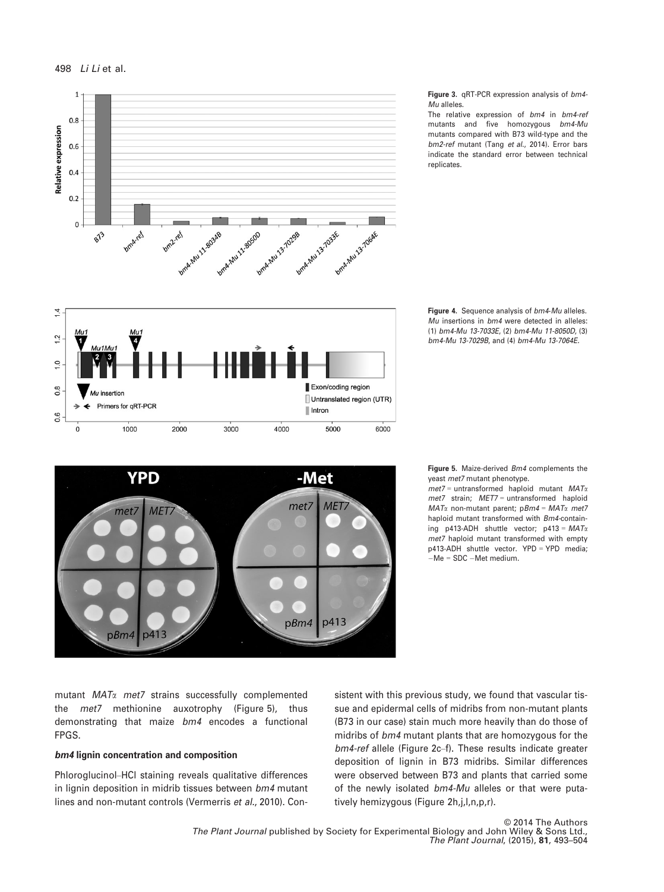**Figure 3.** qRT-PCR expression analysis of *bm4-Mu* alleles.
The relative expression of *bm4* in *bm4-ref* mutants and five homozygous *bm4-Mu* mutants compared with B73 wild-type and the *bm2-ref* mutant (Tang *et al.*, 2014). Error bars indicate the standard error between technical replicates.

**Figure 4.** Sequence analysis of *bm4-Mu* alleles.
*Mu* insertions in *bm4* were detected in alleles: (1) *bm4-Mu 13-7033E*, (2) *bm4-Mu 11-8050D*, (3) *bm4-Mu 13-7029B*, and (4) *bm4-Mu 13-7064E*.

**Figure 5.** Maize-derived *Bm4* complements the yeast *met7* mutant phenotype.
*met7* = untransformed haploid mutant *MATα met7* strain; *MET7* = untransformed haploid *MATα* non-mutant parent; p*Bm4* = *MATα met7* haploid mutant transformed with *Bm4*-containing p413-ADH shuttle vector; p413 = *MATα met7* haploid mutant transformed with empty p413-ADH shuttle vector. YPD = YPD media; −Me = SDC −Met medium.

mutant *MATα met7* strains successfully complemented the *met7* methionine auxotrophy (Figure 5), thus demonstrating that maize *bm4* encodes a functional FPGS.

### *bm4* lignin concentration and composition

Phloroglucinol–HCl staining reveals qualitative differences in lignin deposition in midrib tissues between *bm4* mutant lines and non-mutant controls (Vermerris *et al.*, 2010). Consistent with this previous study, we found that vascular tissue and epidermal cells of midribs from non-mutant plants (B73 in our case) stain much more heavily than do those of midribs of *bm4* mutant plants that are homozygous for the *bm4-ref* allele (Figure 2c–f). These results indicate greater deposition of lignin in B73 midribs. Similar differences were observed between B73 and plants that carried some of the newly isolated *bm4-Mu* alleles or that were putatively hemizygous (Figure 2h,j,l,n,p,r).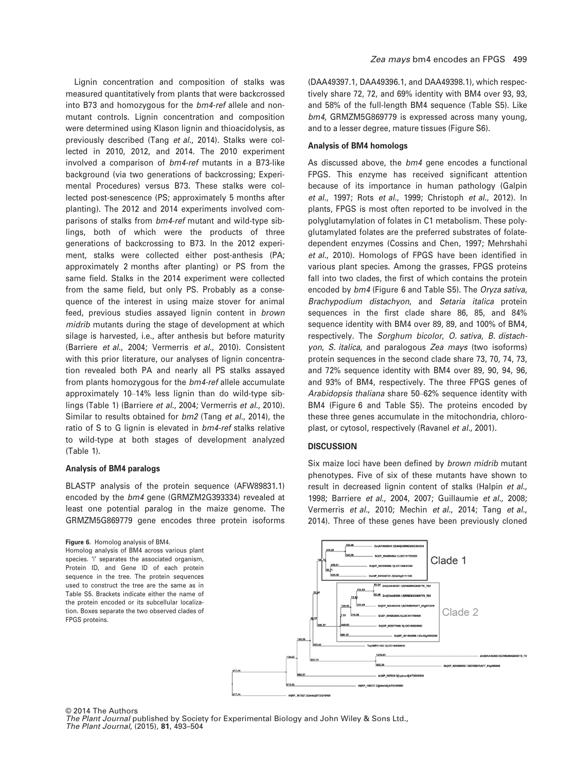Lignin concentration and composition of stalks was measured quantitatively from plants that were backcrossed into B73 and homozygous for the *bm4-ref* allele and nonmutant controls. Lignin concentration and composition were determined using Klason lignin and thioacidolysis, as previously described (Tang *et al.*, 2014). Stalks were collected in 2010, 2012, and 2014. The 2010 experiment involved a comparison of *bm4-ref* mutants in a B73-like background (via two generations of backcrossing; Experimental Procedures) versus B73. These stalks were collected post-senescence (PS; approximately 5 months after planting). The 2012 and 2014 experiments involved comparisons of stalks from *bm4-ref* mutant and wild-type siblings, both of which were the products of three generations of backcrossing to B73. In the 2012 experiment, stalks were collected either post-anthesis (PA; approximately 2 months after planting) or PS from the same field. Stalks in the 2014 experiment were collected from the same field, but only PS. Probably as a consequence of the interest in using maize stover for animal feed, previous studies assayed lignin content in *brown midrib* mutants during the stage of development at which silage is harvested, i.e., after anthesis but before maturity (Barriere *et al.*, 2004; Vermerris *et al.*, 2010). Consistent with this prior literature, our analyses of lignin concentration revealed both PA and nearly all PS stalks assayed from plants homozygous for the *bm4-ref* allele accumulate approximately 10–14% less lignin than do wild-type siblings (Table 1) (Barriere *et al.*, 2004; Vermerris *et al.*, 2010). Similar to results obtained for *bm2* (Tang *et al.*, 2014), the ratio of S to G lignin is elevated in *bm4-ref* stalks relative to wild-type at both stages of development analyzed (Table 1).

### Analysis of BM4 paralogs

BLASTP analysis of the protein sequence (AFW89831.1) encoded by the *bm4* gene (GRMZM2G393334) revealed at least one potential paralog in the maize genome. The GRMZM5G869779 gene encodes three protein isoforms (DAA49397.1, DAA49396.1, and DAA49398.1), which respectively share 72, 72, and 69% identity with BM4 over 93, 93, and 58% of the full-length BM4 sequence (Table S5). Like *bm4*, GRMZM5G869779 is expressed across many young, and to a lesser degree, mature tissues (Figure S6).

### Analysis of BM4 homologs

As discussed above, the *bm4* gene encodes a functional FPGS. This enzyme has received significant attention because of its importance in human pathology (Galpin *et al.*, 1997; Rots *et al.*, 1999; Christoph *et al.*, 2012). In plants, FPGS is most often reported to be involved in the polyglutamylation of folates in C1 metabolism. These polyglutamylated folates are the preferred substrates of folate-dependent enzymes (Cossins and Chen, 1997; Mehrshahi *et al.*, 2010). Homologs of FPGS have been identified in various plant species. Among the grasses, FPGS proteins fall into two clades, the first of which contains the protein encoded by *bm4* (Figure 6 and Table S5). The *Oryza sativa*, *Brachypodium distachyon*, and *Setaria italica* protein sequences in the first clade share 86, 85, and 84% sequence identity with BM4 over 89, 89, and 100% of BM4, respectively. The *Sorghum bicolor*, *O. sativa*, *B. distachyon*, *S. italica*, and paralogous *Zea mays* (two isoforms) protein sequences in the second clade share 73, 70, 74, 73, and 72% sequence identity with BM4 over 89, 90, 94, 96, and 93% of BM4, respectively. The three FPGS genes of *Arabidopsis thaliana* share 50–62% sequence identity with BM4 (Figure 6 and Table S5). The proteins encoded by these three genes accumulate in the mitochondria, chloroplast, or cytosol, respectively (Ravanel *et al.*, 2001).

## DISCUSSION

Six maize loci have been defined by *brown midrib* mutant phenotypes. Five of six of these mutants have shown to result in decreased lignin content of stalks (Halpin *et al.*, 1998; Barriere *et al.*, 2004, 2007; Guillaumie *et al.*, 2008; Vermerris *et al.*, 2010; Mechin *et al.*, 2014; Tang *et al.*, 2014). Three of these genes have been previously cloned

**Figure 6.** Homolog analysis of BM4.
Homolog analysis of BM4 across various plant species. '|' separates the associated organism, Protein ID, and Gene ID of each protein sequence in the tree. The protein sequences used to construct the tree are the same as in Table S5. Brackets indicate either the name of the protein encoded or its subcellular localization. Boxes separate the two observed clades of FPGS proteins.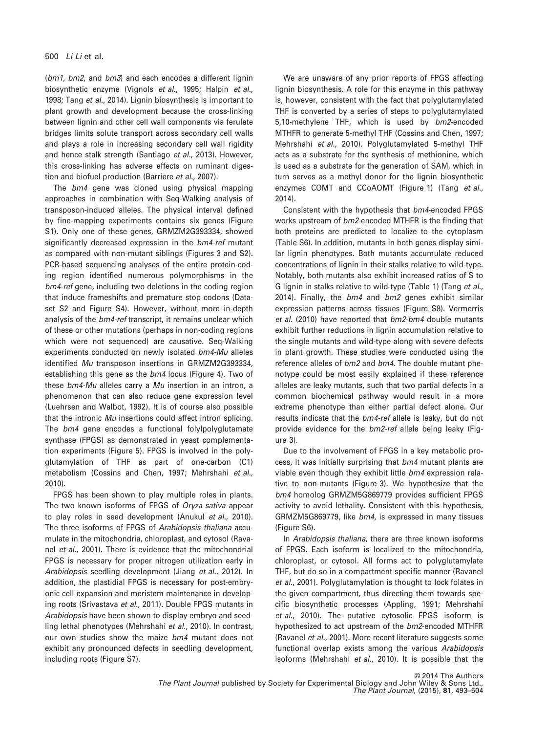(*bm1*, *bm2*, and *bm3*) and each encodes a different lignin biosynthetic enzyme (Vignols *et al.*, 1995; Halpin *et al.*, 1998; Tang *et al.*, 2014). Lignin biosynthesis is important to plant growth and development because the cross-linking between lignin and other cell wall components via ferulate bridges limits solute transport across secondary cell walls and plays a role in increasing secondary cell wall rigidity and hence stalk strength (Santiago *et al.*, 2013). However, this cross-linking has adverse effects on ruminant digestion and biofuel production (Barriere *et al.*, 2007).

The *bm4* gene was cloned using physical mapping approaches in combination with Seq-Walking analysis of transposon-induced alleles. The physical interval defined by fine-mapping experiments contains six genes (Figure S1). Only one of these genes, GRMZM2G393334, showed significantly decreased expression in the *bm4-ref* mutant as compared with non-mutant siblings (Figures 3 and S2). PCR-based sequencing analyses of the entire protein-coding region identified numerous polymorphisms in the *bm4-ref* gene, including two deletions in the coding region that induce frameshifts and premature stop codons (Dataset S2 and Figure S4). However, without more in-depth analysis of the *bm4-ref* transcript, it remains unclear which of these or other mutations (perhaps in non-coding regions which were not sequenced) are causative. Seq-Walking experiments conducted on newly isolated *bm4-Mu* alleles identified *Mu* transposon insertions in GRMZM2G393334, establishing this gene as the *bm4* locus (Figure 4). Two of these *bm4-Mu* alleles carry a *Mu* insertion in an intron, a phenomenon that can also reduce gene expression level (Luehrsen and Walbot, 1992). It is of course also possible that the intronic *Mu* insertions could affect intron splicing. The *bm4* gene encodes a functional folylpolyglutamate synthase (FPGS) as demonstrated in yeast complementation experiments (Figure 5). FPGS is involved in the polyglutamylation of THF as part of one-carbon (C1) metabolism (Cossins and Chen, 1997; Mehrshahi *et al.*, 2010).

FPGS has been shown to play multiple roles in plants. The two known isoforms of FPGS of *Oryza sativa* appear to play roles in seed development (Anukul *et al.*, 2010). The three isoforms of FPGS of *Arabidopsis thaliana* accumulate in the mitochondria, chloroplast, and cytosol (Ravanel *et al.*, 2001). There is evidence that the mitochondrial FPGS is necessary for proper nitrogen utilization early in *Arabidopsis* seedling development (Jiang *et al.*, 2012). In addition, the plastidial FPGS is necessary for post-embryonic cell expansion and meristem maintenance in developing roots (Srivastava *et al.*, 2011). Double FPGS mutants in *Arabidopsis* have been shown to display embryo and seedling lethal phenotypes (Mehrshahi *et al.*, 2010). In contrast, our own studies show the maize *bm4* mutant does not exhibit any pronounced defects in seedling development, including roots (Figure S7).

We are unaware of any prior reports of FPGS affecting lignin biosynthesis. A role for this enzyme in this pathway is, however, consistent with the fact that polyglutamylated THF is converted by a series of steps to polyglutamylated 5,10-methylene THF, which is used by *bm2*-encoded MTHFR to generate 5-methyl THF (Cossins and Chen, 1997; Mehrshahi *et al.*, 2010). Polyglutamylated 5-methyl THF acts as a substrate for the synthesis of methionine, which is used as a substrate for the generation of SAM, which in turn serves as a methyl donor for the lignin biosynthetic enzymes COMT and CCoAOMT (Figure 1) (Tang *et al.*, 2014).

Consistent with the hypothesis that *bm4*-encoded FPGS works upstream of *bm2*-encoded MTHFR is the finding that both proteins are predicted to localize to the cytoplasm (Table S6). In addition, mutants in both genes display similar lignin phenotypes. Both mutants accumulate reduced concentrations of lignin in their stalks relative to wild-type. Notably, both mutants also exhibit increased ratios of S to G lignin in stalks relative to wild-type (Table 1) (Tang *et al.*, 2014). Finally, the *bm4* and *bm2* genes exhibit similar expression patterns across tissues (Figure S8). Vermerris *et al.* (2010) have reported that *bm2-bm4* double mutants exhibit further reductions in lignin accumulation relative to the single mutants and wild-type along with severe defects in plant growth. These studies were conducted using the reference alleles of *bm2* and *bm4.* The double mutant phenotype could be most easily explained if these reference alleles are leaky mutants, such that two partial defects in a common biochemical pathway would result in a more extreme phenotype than either partial defect alone. Our results indicate that the *bm4-ref* allele is leaky, but do not provide evidence for the *bm2-ref* allele being leaky (Figure 3).

Due to the involvement of FPGS in a key metabolic process, it was initially surprising that *bm4* mutant plants are viable even though they exhibit little *bm4* expression relative to non-mutants (Figure 3). We hypothesize that the *bm4* homolog GRMZM5G869779 provides sufficient FPGS activity to avoid lethality. Consistent with this hypothesis, GRMZM5G869779, like *bm4*, is expressed in many tissues (Figure S6).

In *Arabidopsis thaliana*, there are three known isoforms of FPGS. Each isoform is localized to the mitochondria, chloroplast, or cytosol. All forms act to polyglutamylate THF, but do so in a compartment-specific manner (Ravanel *et al.*, 2001). Polyglutamylation is thought to lock folates in the given compartment, thus directing them towards specific biosynthetic processes (Appling, 1991; Mehrshahi *et al.*, 2010). The putative cytosolic FPGS isoform is hypothesized to act upstream of the *bm2*-encoded MTHFR (Ravanel *et al.*, 2001). More recent literature suggests some functional overlap exists among the various *Arabidopsis* isoforms (Mehrshahi *et al.*, 2010). It is possible that the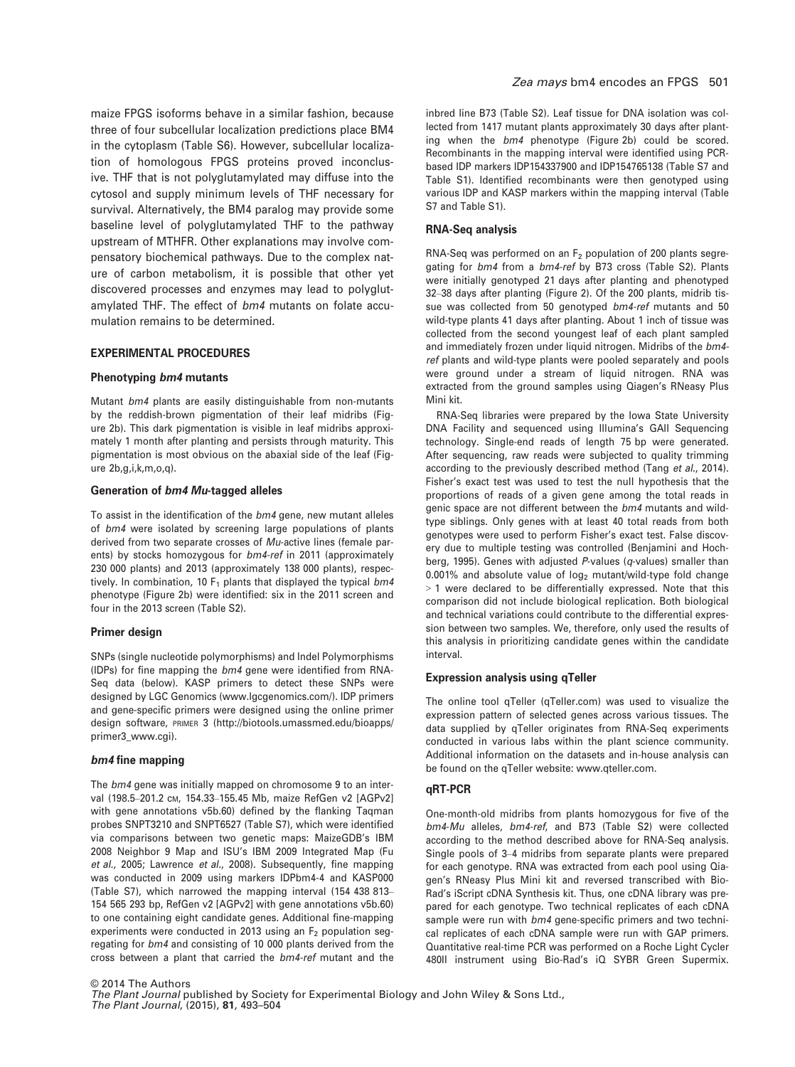maize FPGS isoforms behave in a similar fashion, because three of four subcellular localization predictions place BM4 in the cytoplasm (Table S6). However, subcellular localization of homologous FPGS proteins proved inconclusive. THF that is not polyglutamylated may diffuse into the cytosol and supply minimum levels of THF necessary for survival. Alternatively, the BM4 paralog may provide some baseline level of polyglutamylated THF to the pathway upstream of MTHFR. Other explanations may involve compensatory biochemical pathways. Due to the complex nature of carbon metabolism, it is possible that other yet discovered processes and enzymes may lead to polyglutamylated THF. The effect of *bm4* mutants on folate accumulation remains to be determined.

## EXPERIMENTAL PROCEDURES

### Phenotyping *bm4* mutants

Mutant *bm4* plants are easily distinguishable from non-mutants by the reddish-brown pigmentation of their leaf midribs (Figure 2b). This dark pigmentation is visible in leaf midribs approximately 1 month after planting and persists through maturity. This pigmentation is most obvious on the abaxial side of the leaf (Figure 2b,g,i,k,m,o,q).

### Generation of *bm4 Mu*-tagged alleles

To assist in the identification of the *bm4* gene, new mutant alleles of *bm4* were isolated by screening large populations of plants derived from two separate crosses of *Mu*-active lines (female parents) by stocks homozygous for *bm4-ref* in 2011 (approximately 230 000 plants) and 2013 (approximately 138 000 plants), respectively. In combination, 10 $F_1$ plants that displayed the typical *bm4* phenotype (Figure 2b) were identified: six in the 2011 screen and four in the 2013 screen (Table S2).

### Primer design

SNPs (single nucleotide polymorphisms) and Indel Polymorphisms (IDPs) for fine mapping the *bm4* gene were identified from RNA-Seq data (below). KASP primers to detect these SNPs were designed by LGC Genomics (www.lgcgenomics.com/). IDP primers and gene-specific primers were designed using the online primer design software, PRIMER 3 (http://biotools.umassmed.edu/bioapps/primer3_www.cgi).

### *bm4* fine mapping

The *bm4* gene was initially mapped on chromosome 9 to an interval (198.5–201.2 cM, 154.33–155.45 Mb, maize RefGen v2 [AGPv2] with gene annotations v5b.60) defined by the flanking Taqman probes SNPT3210 and SNPT6527 (Table S7), which were identified via comparisons between two genetic maps: MaizeGDB's IBM 2008 Neighbor 9 Map and ISU's IBM 2009 Integrated Map (Fu *et al.*, 2005; Lawrence *et al.*, 2008). Subsequently, fine mapping was conducted in 2009 using markers IDPbm4-4 and KASP000 (Table S7), which narrowed the mapping interval (154 438 813–154 565 293 bp, RefGen v2 [AGPv2] with gene annotations v5b.60) to one containing eight candidate genes. Additional fine-mapping experiments were conducted in 2013 using an $F_2$ population segregating for *bm4* and consisting of 10 000 plants derived from the cross between a plant that carried the *bm4-ref* mutant and the inbred line B73 (Table S2). Leaf tissue for DNA isolation was collected from 1417 mutant plants approximately 30 days after planting when the *bm4* phenotype (Figure 2b) could be scored. Recombinants in the mapping interval were identified using PCR-based IDP markers IDP154337900 and IDP154765138 (Table S7 and Table S1). Identified recombinants were then genotyped using various IDP and KASP markers within the mapping interval (Table S7 and Table S1).

### RNA-Seq analysis

RNA-Seq was performed on an $F_2$ population of 200 plants segregating for *bm4* from a *bm4-ref* by B73 cross (Table S2). Plants were initially genotyped 21 days after planting and phenotyped 32–38 days after planting (Figure 2). Of the 200 plants, midrib tissue was collected from 50 genotyped *bm4-ref* mutants and 50 wild-type plants 41 days after planting. About 1 inch of tissue was collected from the second youngest leaf of each plant sampled and immediately frozen under liquid nitrogen. Midribs of the *bm4-ref* plants and wild-type plants were pooled separately and pools were ground under a stream of liquid nitrogen. RNA was extracted from the ground samples using Qiagen's RNeasy Plus Mini kit.

RNA-Seq libraries were prepared by the Iowa State University DNA Facility and sequenced using Illumina's GAII Sequencing technology. Single-end reads of length 75 bp were generated. After sequencing, raw reads were subjected to quality trimming according to the previously described method (Tang *et al.*, 2014). Fisher's exact test was used to test the null hypothesis that the proportions of reads of a given gene among the total reads in genic space are not different between the *bm4* mutants and wild-type siblings. Only genes with at least 40 total reads from both genotypes were used to perform Fisher's exact test. False discovery due to multiple testing was controlled (Benjamini and Hochberg, 1995). Genes with adjusted *P*-values (*q*-values) smaller than 0.001% and absolute value of $\log_2$ mutant/wild-type fold change > 1 were declared to be differentially expressed. Note that this comparison did not include biological replication. Both biological and technical variations could contribute to the differential expression between two samples. We, therefore, only used the results of this analysis in prioritizing candidate genes within the candidate interval.

### Expression analysis using qTeller

The online tool qTeller (qTeller.com) was used to visualize the expression pattern of selected genes across various tissues. The data supplied by qTeller originates from RNA-Seq experiments conducted in various labs within the plant science community. Additional information on the datasets and in-house analysis can be found on the qTeller website: www.qteller.com.

### qRT-PCR

One-month-old midribs from plants homozygous for five of the *bm4-Mu* alleles, *bm4-ref*, and B73 (Table S2) were collected according to the method described above for RNA-Seq analysis. Single pools of 3–4 midribs from separate plants were prepared for each genotype. RNA was extracted from each pool using Qiagen's RNeasy Plus Mini kit and reversed transcribed with Bio-Rad's iScript cDNA Synthesis kit. Thus, one cDNA library was prepared for each genotype. Two technical replicates of each cDNA sample were run with *bm4* gene-specific primers and two technical replicates of each cDNA sample were run with GAP primers. Quantitative real-time PCR was performed on a Roche Light Cycler 480II instrument using Bio-Rad's iQ SYBR Green Supermix.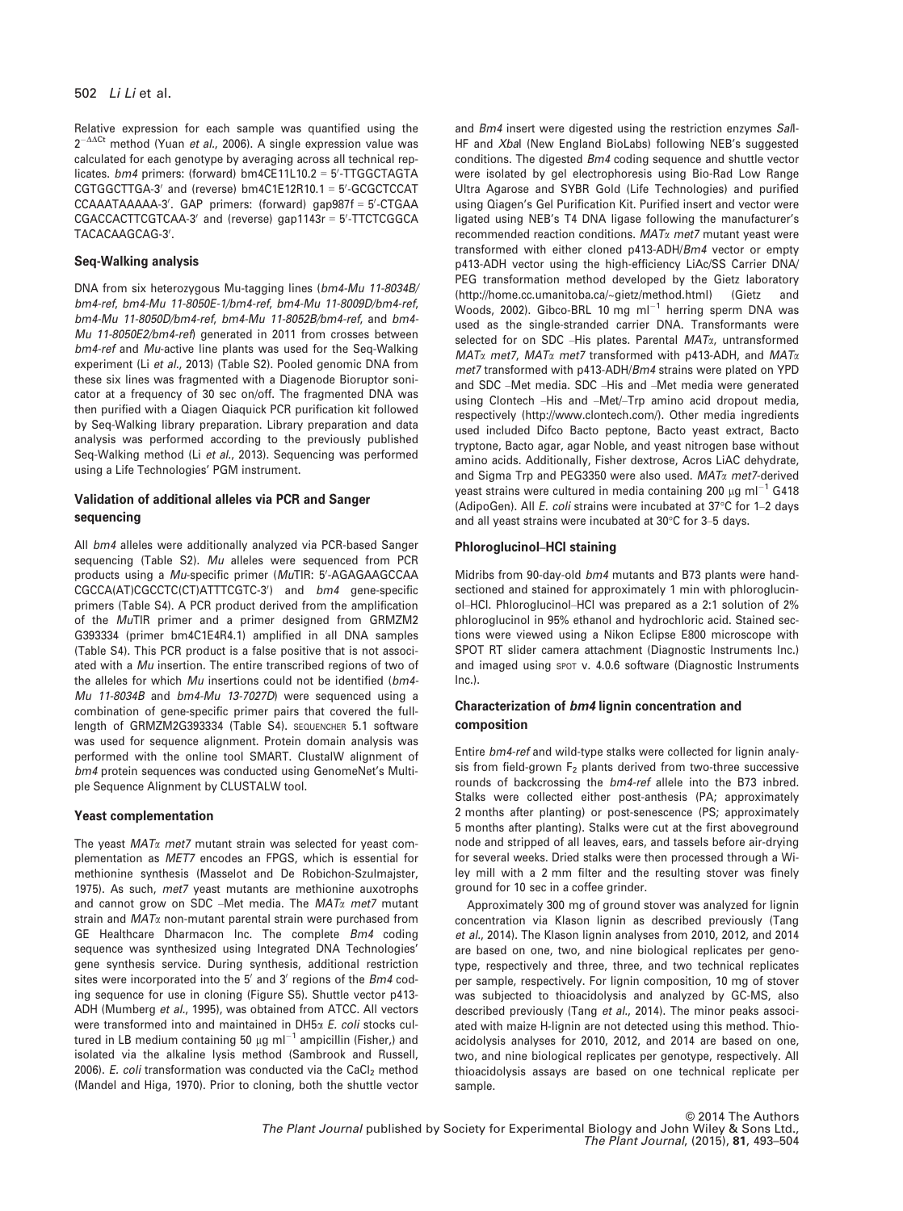Relative expression for each sample was quantified using the $2^{-\Delta\Delta Ct}$ method (Yuan *et al.*, 2006). A single expression value was calculated for each genotype by averaging across all technical replicates. *bm4* primers: (forward) bm4CE11L10.2 = 5′-TTGGCTAGTA CGTGGCTTGA-3′ and (reverse) bm4C1E12R10.1 = 5′-GCGCTCCAT CCAAATAAAAA-3′. GAP primers: (forward) gap987f = 5′-CTGAA CGACCACTTCGTCAA-3′ and (reverse) gap1143r = 5′-TTCTCGGCA TACACAAGCAG-3′.

### Seq-Walking analysis

DNA from six heterozygous Mu-tagging lines (*bm4-Mu 11-8034B/bm4-ref*, *bm4-Mu 11-8050E-1/bm4-ref*, *bm4-Mu 11-8009D/bm4-ref*, *bm4-Mu 11-8050D/bm4-ref*, *bm4-Mu 11-8052B/bm4-ref*, and *bm4-Mu 11-8050E2/bm4-ref*) generated in 2011 from crosses between *bm4-ref* and *Mu*-active line plants was used for the Seq-Walking experiment (Li *et al.*, 2013) (Table S2). Pooled genomic DNA from these six lines was fragmented with a Diagenode Bioruptor sonicator at a frequency of 30 sec on/off. The fragmented DNA was then purified with a Qiagen Qiaquick PCR purification kit followed by Seq-Walking library preparation. Library preparation and data analysis was performed according to the previously published Seq-Walking method (Li *et al.*, 2013). Sequencing was performed using a Life Technologies' PGM instrument.

### Validation of additional alleles via PCR and Sanger sequencing

All *bm4* alleles were additionally analyzed via PCR-based Sanger sequencing (Table S2). *Mu* alleles were sequenced from PCR products using a *Mu*-specific primer (*Mu*TIR: 5′-AGAGAAGCCAA CGCCA(AT)CGCCTC(CT)ATTTCGTC-3′) and *bm4* gene-specific primers (Table S4). A PCR product derived from the amplification of the *Mu*TIR primer and a primer designed from GRMZM2 G393334 (primer bm4C1E4R4.1) amplified in all DNA samples (Table S4). This PCR product is a false positive that is not associated with a *Mu* insertion. The entire transcribed regions of two of the alleles for which *Mu* insertions could not be identified (*bm4-Mu 11-8034B* and *bm4-Mu 13-7027D*) were sequenced using a combination of gene-specific primer pairs that covered the full-length of GRMZM2G393334 (Table S4). SEQUENCHER 5.1 software was used for sequence alignment. Protein domain analysis was performed with the online tool SMART. ClustalW alignment of *bm4* protein sequences was conducted using GenomeNet's Multiple Sequence Alignment by CLUSTALW tool.

### Yeast complementation

The yeast *MATα met7* mutant strain was selected for yeast complementation as *MET7* encodes an FPGS, which is essential for methionine synthesis (Masselot and De Robichon-Szulmajster, 1975). As such, *met7* yeast mutants are methionine auxotrophs and cannot grow on SDC –Met media. The *MATα met7* mutant strain and *MATα* non-mutant parental strain were purchased from GE Healthcare Dharmacon Inc. The complete *Bm4* coding sequence was synthesized using Integrated DNA Technologies' gene synthesis service. During synthesis, additional restriction sites were incorporated into the 5′ and 3′ regions of the *Bm4* coding sequence for use in cloning (Figure S5). Shuttle vector p413-ADH (Mumberg *et al.*, 1995), was obtained from ATCC. All vectors were transformed into and maintained in DH5α *E. coli* stocks cultured in LB medium containing 50 μg ml$^{-1}$ ampicillin (Fisher,) and isolated via the alkaline lysis method (Sambrook and Russell, 2006). *E. coli* transformation was conducted via the $CaCl_2$ method (Mandel and Higa, 1970). Prior to cloning, both the shuttle vector and *Bm4* insert were digested using the restriction enzymes *Sal*I-HF and *Xba*I (New England BioLabs) following NEB's suggested conditions. The digested *Bm4* coding sequence and shuttle vector were isolated by gel electrophoresis using Bio-Rad Low Range Ultra Agarose and SYBR Gold (Life Technologies) and purified using Qiagen's Gel Purification Kit. Purified insert and vector were ligated using NEB's T4 DNA ligase following the manufacturer's recommended reaction conditions. *MATα met7* mutant yeast were transformed with either cloned p413-ADH/*Bm4* vector or empty p413-ADH vector using the high-efficiency LiAc/SS Carrier DNA/PEG transformation method developed by the Gietz laboratory (http://home.cc.umanitoba.ca/~gietz/method.html) (Gietz and Woods, 2002). Gibco-BRL 10 mg ml$^{-1}$ herring sperm DNA was used as the single-stranded carrier DNA. Transformants were selected for on SDC –His plates. Parental *MATα*, untransformed *MATα met7*, *MATα met7* transformed with p413-ADH, and *MATα met7* transformed with p413-ADH/*Bm4* strains were plated on YPD and SDC –Met media. SDC –His and –Met media were generated using Clontech –His and –Met/–Trp amino acid dropout media, respectively (http://www.clontech.com/). Other media ingredients used included Difco Bacto peptone, Bacto yeast extract, Bacto tryptone, Bacto agar, agar Noble, and yeast nitrogen base without amino acids. Additionally, Fisher dextrose, Acros LiAC dehydrate, and Sigma Trp and PEG3350 were also used. *MATα met7*-derived yeast strains were cultured in media containing 200 μg ml$^{-1}$ G418 (AdipoGen). All *E. coli* strains were incubated at 37°C for 1–2 days and all yeast strains were incubated at 30°C for 3–5 days.

### Phloroglucinol–HCl staining

Midribs from 90-day-old *bm4* mutants and B73 plants were hand-sectioned and stained for approximately 1 min with phloroglucinol–HCl. Phloroglucinol–HCl was prepared as a 2:1 solution of 2% phloroglucinol in 95% ethanol and hydrochloric acid. Stained sections were viewed using a Nikon Eclipse E800 microscope with SPOT RT slider camera attachment (Diagnostic Instruments Inc.) and imaged using SPOT v. 4.0.6 software (Diagnostic Instruments Inc.).

### Characterization of *bm4* lignin concentration and composition

Entire *bm4-ref* and wild-type stalks were collected for lignin analysis from field-grown $F_2$ plants derived from two-three successive rounds of backcrossing the *bm4-ref* allele into the B73 inbred. Stalks were collected either post-anthesis (PA; approximately 2 months after planting) or post-senescence (PS; approximately 5 months after planting). Stalks were cut at the first aboveground node and stripped of all leaves, ears, and tassels before air-drying for several weeks. Dried stalks were then processed through a Wiley mill with a 2 mm filter and the resulting stover was finely ground for 10 sec in a coffee grinder.

Approximately 300 mg of ground stover was analyzed for lignin concentration via Klason lignin as described previously (Tang *et al.*, 2014). The Klason lignin analyses from 2010, 2012, and 2014 are based on one, two, and nine biological replicates per genotype, respectively and three, three, and two technical replicates per sample, respectively. For lignin composition, 10 mg of stover was subjected to thioacidolysis and analyzed by GC-MS, also described previously (Tang *et al.*, 2014). The minor peaks associated with maize H-lignin are not detected using this method. Thioacidolysis analyses for 2010, 2012, and 2014 are based on one, two, and nine biological replicates per genotype, respectively. All thioacidolysis assays are based on one technical replicate per sample.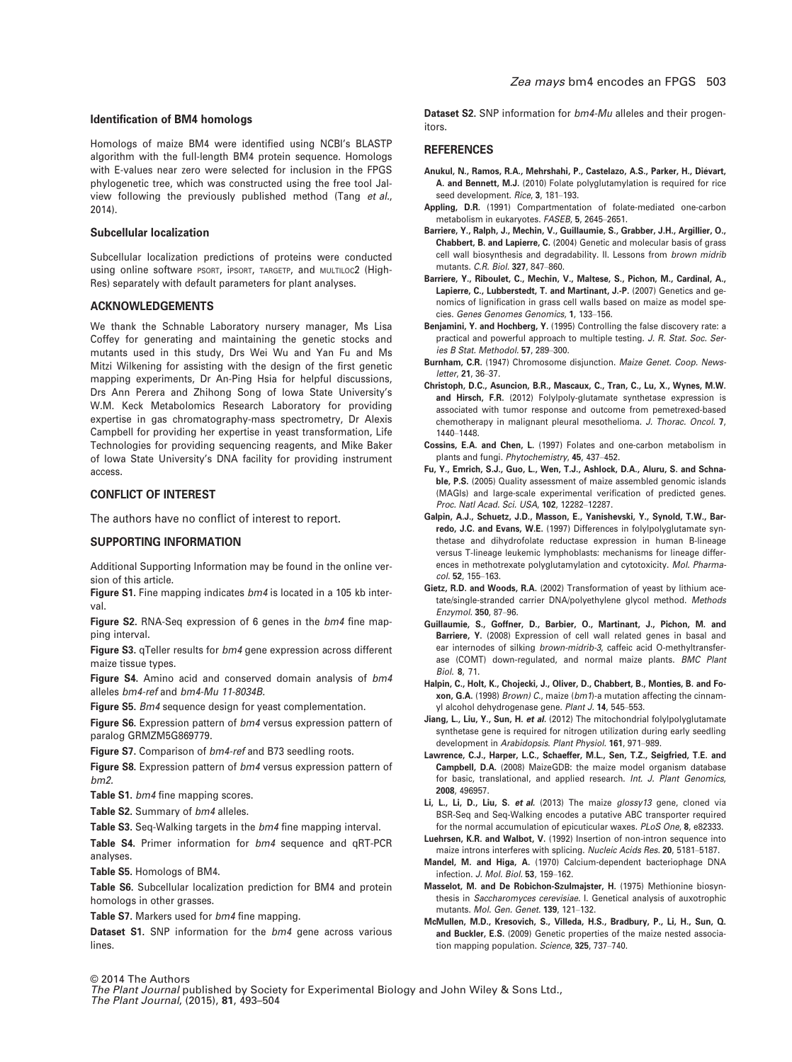### Identification of BM4 homologs

Homologs of maize BM4 were identified using NCBI's BLASTP algorithm with the full-length BM4 protein sequence. Homologs with E-values near zero were selected for inclusion in the FPGS phylogenetic tree, which was constructed using the free tool Jalview following the previously published method (Tang *et al*., 2014).

### Subcellular localization

Subcellular localization predictions of proteins were conducted using online software PSORT, iPSORT, TARGETP, and MULTILOC2 (High-Res) separately with default parameters for plant analyses.

## ACKNOWLEDGEMENTS

We thank the Schnable Laboratory nursery manager, Ms Lisa Coffey for generating and maintaining the genetic stocks and mutants used in this study, Drs Wei Wu and Yan Fu and Ms Mitzi Wilkening for assisting with the design of the first genetic mapping experiments, Dr An-Ping Hsia for helpful discussions, Drs Ann Perera and Zhihong Song of Iowa State University's W.M. Keck Metabolomics Research Laboratory for providing expertise in gas chromatography-mass spectrometry, Dr Alexis Campbell for providing her expertise in yeast transformation, Life Technologies for providing sequencing reagents, and Mike Baker of Iowa State University's DNA facility for providing instrument access.

## CONFLICT OF INTEREST

The authors have no conflict of interest to report.

## SUPPORTING INFORMATION

Additional Supporting Information may be found in the online version of this article.

**Figure S1.** Fine mapping indicates *bm4* is located in a 105 kb interval.

**Figure S2.** RNA-Seq expression of 6 genes in the *bm4* fine mapping interval.

**Figure S3.** qTeller results for *bm4* gene expression across different maize tissue types.

**Figure S4.** Amino acid and conserved domain analysis of *bm4* alleles *bm4-ref* and *bm4-Mu 11-8034B*.

**Figure S5.** *Bm4* sequence design for yeast complementation.

**Figure S6.** Expression pattern of *bm4* versus expression pattern of paralog GRMZM5G869779.

**Figure S7.** Comparison of *bm4-ref* and B73 seedling roots.

**Figure S8.** Expression pattern of *bm4* versus expression pattern of *bm2*.

**Table S1.** *bm4* fine mapping scores.

**Table S2.** Summary of *bm4* alleles.

**Table S3.** Seq-Walking targets in the *bm4* fine mapping interval.

**Table S4.** Primer information for *bm4* sequence and qRT-PCR analyses.

**Table S5.** Homologs of BM4.

**Table S6.** Subcellular localization prediction for BM4 and protein homologs in other grasses.

**Table S7.** Markers used for *bm4* fine mapping.

**Dataset S1.** SNP information for the *bm4* gene across various lines.

**Dataset S2.** SNP information for *bm4-Mu* alleles and their progenitors.

## REFERENCES

**Anukul, N., Ramos, R.A., Mehrshahi, P., Castelazo, A.S., Parker, H., Diévart, A. and Bennett, M.J.** (2010) Folate polyglutamylation is required for rice seed development. *Rice*, **3**, 181–193.

**Appling, D.R.** (1991) Compartmentation of folate-mediated one-carbon metabolism in eukaryotes. *FASEB*, **5**, 2645–2651.

**Barriere, Y., Ralph, J., Mechin, V., Guillaumie, S., Grabber, J.H., Argillier, O., Chabbert, B. and Lapierre, C.** (2004) Genetic and molecular basis of grass cell wall biosynthesis and degradability. II. Lessons from *brown midrib* mutants. *C.R. Biol*. **327**, 847–860.

**Barriere, Y., Riboulet, C., Mechin, V., Maltese, S., Pichon, M., Cardinal, A., Lapierre, C., Lubberstedt, T. and Martinant, J.-P.** (2007) Genetics and genomics of lignification in grass cell walls based on maize as model species. *Genes Genomes Genomics*, **1**, 133–156.

**Benjamini, Y. and Hochberg, Y.** (1995) Controlling the false discovery rate: a practical and powerful approach to multiple testing. *J. R. Stat. Soc. Series B Stat. Methodol*. **57**, 289–300.

**Burnham, C.R.** (1947) Chromosome disjunction. *Maize Genet. Coop. Newsletter*, **21**, 36–37.

**Christoph, D.C., Asuncion, B.R., Mascaux, C., Tran, C., Lu, X., Wynes, M.W. and Hirsch, F.R.** (2012) Folylpoly-glutamate synthetase expression is associated with tumor response and outcome from pemetrexed-based chemotherapy in malignant pleural mesothelioma. *J. Thorac. Oncol*. **7**, 1440–1448.

**Cossins, E.A. and Chen, L.** (1997) Folates and one-carbon metabolism in plants and fungi. *Phytochemistry*, **45**, 437–452.

**Fu, Y., Emrich, S.J., Guo, L., Wen, T.J., Ashlock, D.A., Aluru, S. and Schnable, P.S.** (2005) Quality assessment of maize assembled genomic islands (MAGIs) and large-scale experimental verification of predicted genes. *Proc. Natl Acad. Sci. USA*, **102**, 12282–12287.

**Galpin, A.J., Schuetz, J.D., Masson, E., Yanishevski, Y., Synold, T.W., Barredo, J.C. and Evans, W.E.** (1997) Differences in folylpolyglutamate synthetase and dihydrofolate reductase expression in human B-lineage versus T-lineage leukemic lymphoblasts: mechanisms for lineage differences in methotrexate polyglutamylation and cytotoxicity. *Mol. Pharmacol*. **52**, 155–163.

**Gietz, R.D. and Woods, R.A.** (2002) Transformation of yeast by lithium acetate/single-stranded carrier DNA/polyethylene glycol method. *Methods Enzymol*. **350**, 87–96.

**Guillaumie, S., Goffner, D., Barbier, O., Martinant, J., Pichon, M. and Barriere, Y.** (2008) Expression of cell wall related genes in basal and ear internodes of silking *brown-midrib-3*, caffeic acid O-methyltransferase (COMT) down-regulated, and normal maize plants. *BMC Plant Biol*. **8**, 71.

**Halpin, C., Holt, K., Chojecki, J., Oliver, D., Chabbert, B., Monties, B. and Foxon, G.A.** (1998) *Brown) C*., maize (*bm1*)-a mutation affecting the cinnamyl alcohol dehydrogenase gene. *Plant J*. **14**, 545–553.

**Jiang, L., Liu, Y., Sun, H. *et al*.** (2012) The mitochondrial folylpolyglutamate synthetase gene is required for nitrogen utilization during early seedling development in *Arabidopsis*. *Plant Physiol*. **161**, 971–989.

**Lawrence, C.J., Harper, L.C., Schaeffer, M.L., Sen, T.Z., Seigfried, T.E. and Campbell, D.A.** (2008) MaizeGDB: the maize model organism database for basic, translational, and applied research. *Int. J. Plant Genomics*, **2008**, 496957.

**Li, L., Li, D., Liu, S. *et al*.** (2013) The maize *glossy13* gene, cloned via BSR-Seq and Seq-Walking encodes a putative ABC transporter required for the normal accumulation of epicuticular waxes. *PLoS One*, **8**, e82333.

**Luehrsen, K.R. and Walbot, V.** (1992) Insertion of non-intron sequence into maize introns interferes with splicing. *Nucleic Acids Res*. **20**, 5181–5187.

**Mandel, M. and Higa, A.** (1970) Calcium-dependent bacteriophage DNA infection. *J. Mol. Biol*. **53**, 159–162.

**Masselot, M. and De Robichon-Szulmajster, H.** (1975) Methionine biosynthesis in *Saccharomyces cerevisiae*. I. Genetical analysis of auxotrophic mutants. *Mol. Gen. Genet*. **139**, 121–132.

**McMullen, M.D., Kresovich, S., Villeda, H.S., Bradbury, P., Li, H., Sun, Q. and Buckler, E.S.** (2009) Genetic properties of the maize nested association mapping population. *Science*, **325**, 737–740.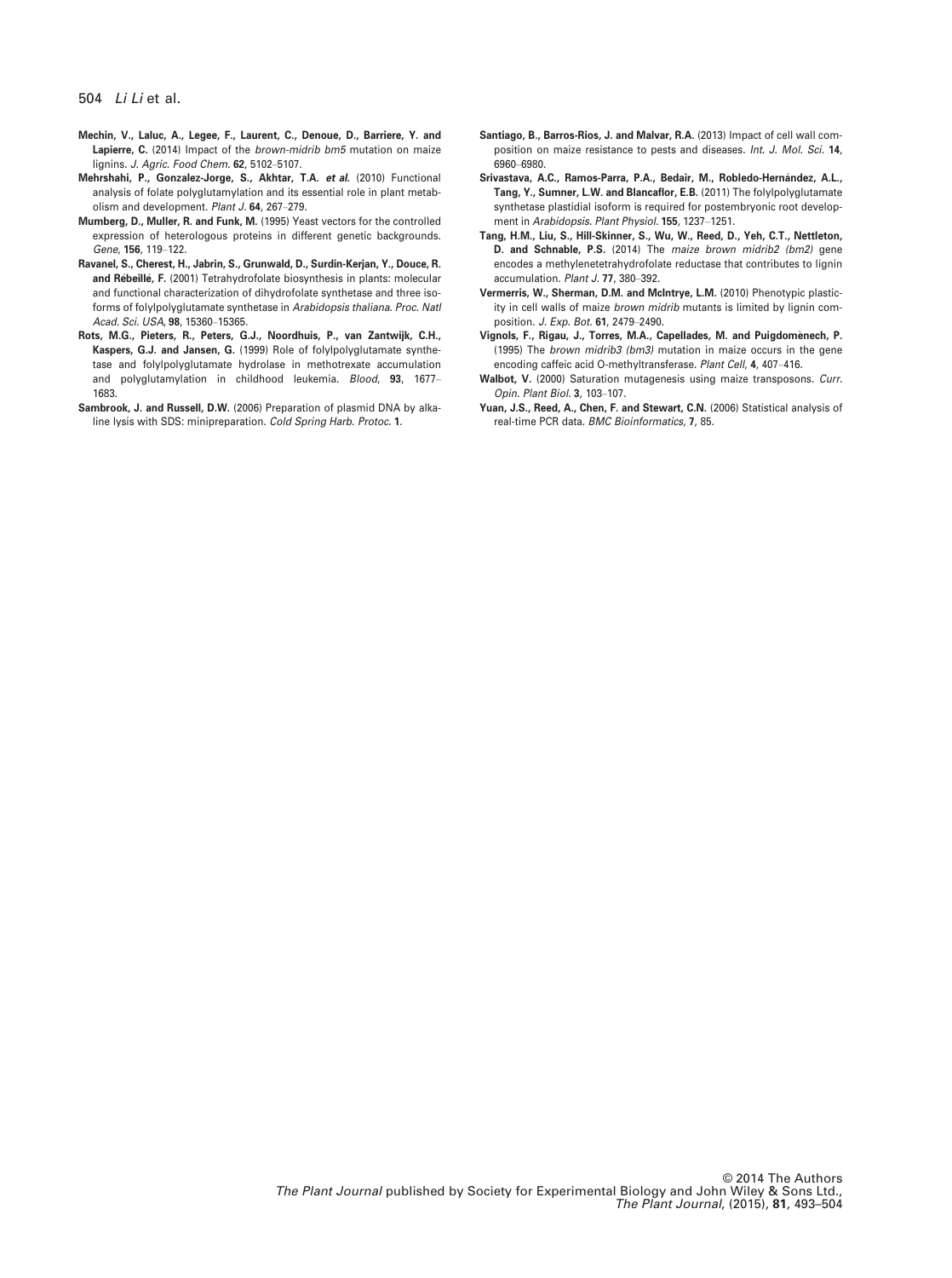**Mechin, V., Laluc, A., Legee, F., Laurent, C., Denoue, D., Barriere, Y. and Lapierre, C.** (2014) Impact of the *brown-midrib bm5* mutation on maize lignins. *J. Agric. Food Chem.* **62**, 5102–5107.

**Mehrshahi, P., Gonzalez-Jorge, S., Akhtar, T.A.** ***et al.*** (2010) Functional analysis of folate polyglutamylation and its essential role in plant metabolism and development. *Plant J.* **64**, 267–279.

**Mumberg, D., Muller, R. and Funk, M.** (1995) Yeast vectors for the controlled expression of heterologous proteins in different genetic backgrounds. *Gene*, **156**, 119–122.

**Ravanel, S., Cherest, H., Jabrin, S., Grunwald, D., Surdin-Kerjan, Y., Douce, R. and Rébeillé, F.** (2001) Tetrahydrofolate biosynthesis in plants: molecular and functional characterization of dihydrofolate synthetase and three isoforms of folylpolyglutamate synthetase in *Arabidopsis thaliana*. *Proc. Natl Acad. Sci. USA*, **98**, 15360–15365.

**Rots, M.G., Pieters, R., Peters, G.J., Noordhuis, P., van Zantwijk, C.H., Kaspers, G.J. and Jansen, G.** (1999) Role of folylpolyglutamate synthetase and folylpolyglutamate hydrolase in methotrexate accumulation and polyglutamylation in childhood leukemia. *Blood*, **93**, 1677–1683.

**Sambrook, J. and Russell, D.W.** (2006) Preparation of plasmid DNA by alkaline lysis with SDS: minipreparation. *Cold Spring Harb. Protoc.* **1**.

**Santiago, B., Barros-Rios, J. and Malvar, R.A.** (2013) Impact of cell wall composition on maize resistance to pests and diseases. *Int. J. Mol. Sci.* **14**, 6960–6980.

**Srivastava, A.C., Ramos-Parra, P.A., Bedair, M., Robledo-Hernández, A.L., Tang, Y., Sumner, L.W. and Blancaflor, E.B.** (2011) The folylpolyglutamate synthetase plastidial isoform is required for postembryonic root development in *Arabidopsis*. *Plant Physiol.* **155**, 1237–1251.

**Tang, H.M., Liu, S., Hill-Skinner, S., Wu, W., Reed, D., Yeh, C.T., Nettleton, D. and Schnable, P.S.** (2014) The *maize brown midrib2 (bm2)* gene encodes a methylenetetrahydrofolate reductase that contributes to lignin accumulation. *Plant J.* **77**, 380–392.

**Vermerris, W., Sherman, D.M. and McIntrye, L.M.** (2010) Phenotypic plasticity in cell walls of maize *brown midrib* mutants is limited by lignin composition. *J. Exp. Bot.* **61**, 2479–2490.

**Vignols, F., Rigau, J., Torres, M.A., Capellades, M. and Puigdomènech, P.** (1995) The *brown midrib3 (bm3)* mutation in maize occurs in the gene encoding caffeic acid O-methyltransferase. *Plant Cell*, **4**, 407–416.

**Walbot, V.** (2000) Saturation mutagenesis using maize transposons. *Curr. Opin. Plant Biol.* **3**, 103–107.

**Yuan, J.S., Reed, A., Chen, F. and Stewart, C.N.** (2006) Statistical analysis of real-time PCR data. *BMC Bioinformatics*, **7**, 85.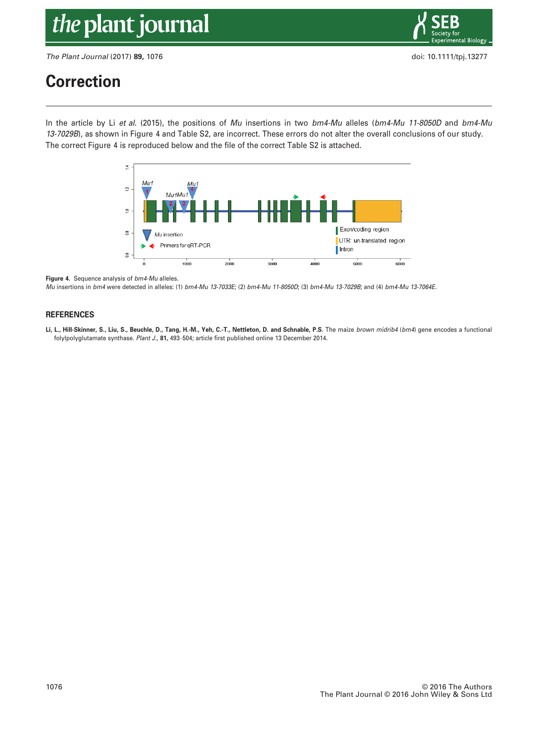# Correction

In the article by Li *et al*. (2015), the positions of *Mu* insertions in two *bm4-Mu* alleles (*bm4-Mu 11-8050D* and *bm4-Mu 13-7029B*), as shown in Figure 4 and Table S2, are incorrect. These errors do not alter the overall conclusions of our study. The correct Figure 4 is reproduced below and the file of the correct Table S2 is attached.

1.4
1.2
1.0
0.8
0.6

Mu1
1
Mu1
4
Mu1 Mu1
2 3

Mu insertion
Primers for qRT-PCR

Exon/coding region
UTR: un-translated region
Intron

0
1000
2000
3000
4000
5000
6000

**Figure 4.** Sequence analysis of *bm4-Mu* alleles.
*Mu* insertions in *bm4* were detected in alleles: (1) *bm4-Mu 13-7033E*; (2) *bm4-Mu 11-8050D*; (3) *bm4-Mu 13-7029B*; and (4) *bm4-Mu 13-7064E*.

## REFERENCES

**Li, L., Hill-Skinner, S., Liu, S., Beuchle, D., Tang, H.-M., Yeh, C.-T., Nettleton, D. and Schnable, P.S.** The maize *brown midrib4* (*bm4*) gene encodes a functional folylpolyglutamate synthase. *Plant J*., **81,** 493–504; article first published online 13 December 2014.